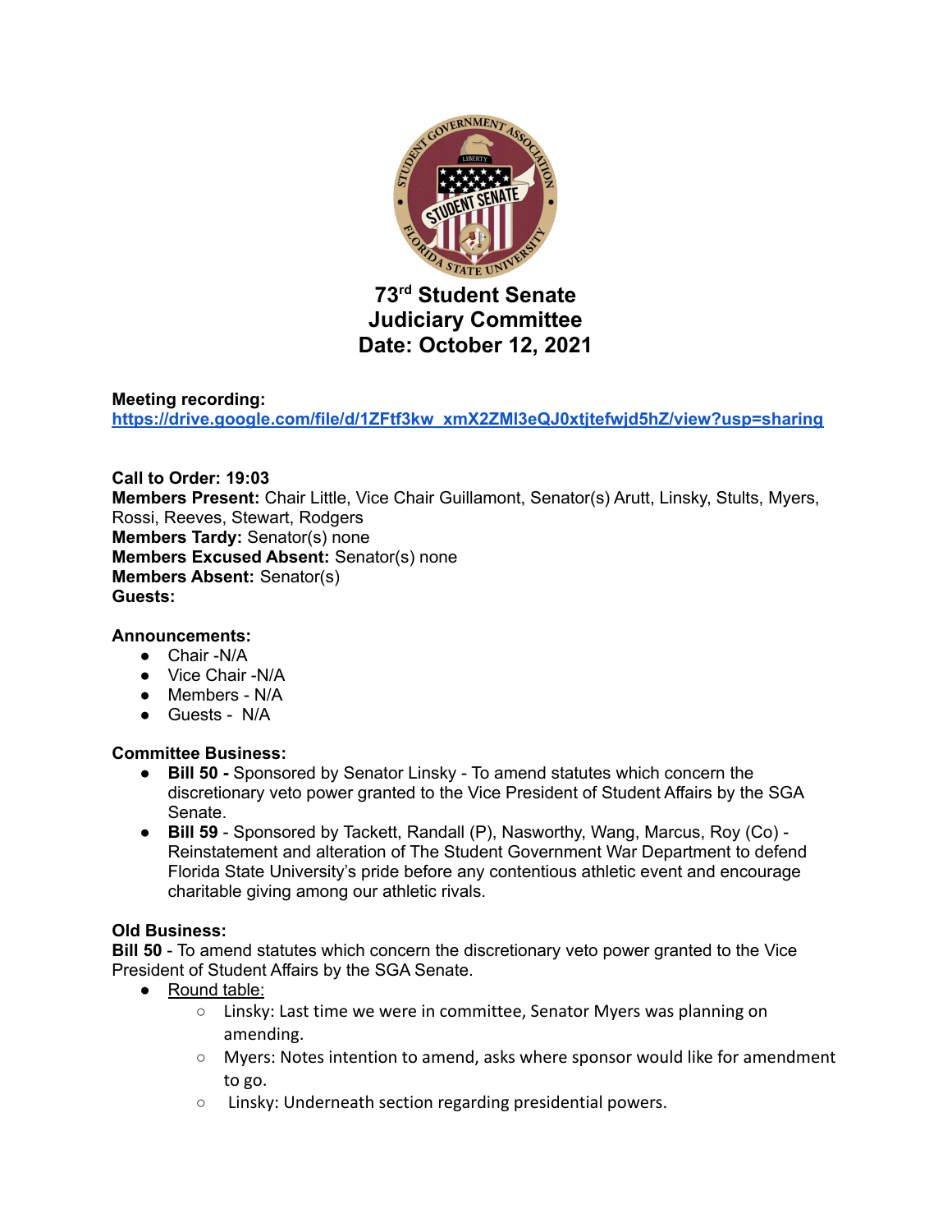# 73rd Student Senate
# Judiciary Committee
# Date: October 12, 2021

**Meeting recording:**
https://drive.google.com/file/d/1ZFtf3kw_xmX2ZMl3eQJ0xtjtefwjd5hZ/view?usp=sharing

**Call to Order:** 19:03
**Members Present:** Chair Little, Vice Chair Guillamont, Senator(s) Arutt, Linsky, Stults, Myers, Rossi, Reeves, Stewart, Rodgers
**Members Tardy:** Senator(s) none
**Members Excused Absent:** Senator(s) none
**Members Absent:** Senator(s)
**Guests:**

**Announcements:**
- Chair -N/A
- Vice Chair -N/A
- Members - N/A
- Guests - N/A

**Committee Business:**
- **Bill 50 -** Sponsored by Senator Linsky - To amend statutes which concern the discretionary veto power granted to the Vice President of Student Affairs by the SGA Senate.
- **Bill 59** - Sponsored by Tackett, Randall (P), Nasworthy, Wang, Marcus, Roy (Co) - Reinstatement and alteration of The Student Government War Department to defend Florida State University's pride before any contentious athletic event and encourage charitable giving among our athletic rivals.

**Old Business:**
**Bill 50** - To amend statutes which concern the discretionary veto power granted to the Vice President of Student Affairs by the SGA Senate.
- Round table:
  - Linsky: Last time we were in committee, Senator Myers was planning on amending.
  - Myers: Notes intention to amend, asks where sponsor would like for amendment to go.
  - Linsky: Underneath section regarding presidential powers.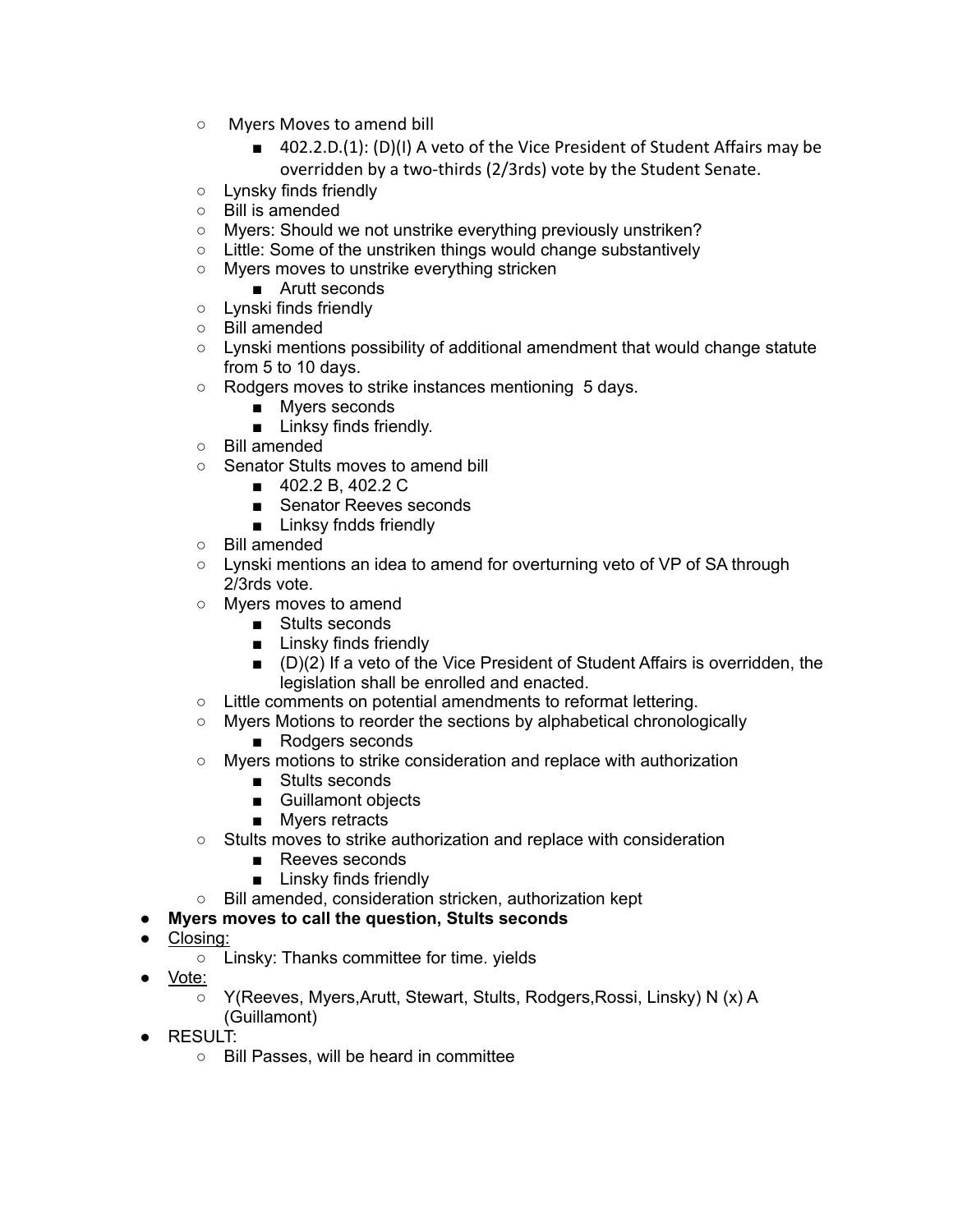- Myers Moves to amend bill
    - 402.2.D.(1): (D)(I) A veto of the Vice President of Student Affairs may be overridden by a two-thirds (2/3rds) vote by the Student Senate.
  - Lynsky finds friendly
  - Bill is amended
  - Myers: Should we not unstrike everything previously unstriken?
  - Little: Some of the unstriken things would change substantively
  - Myers moves to unstrike everything stricken
    - Arutt seconds
  - Lynski finds friendly
  - Bill amended
  - Lynski mentions possibility of additional amendment that would change statute from 5 to 10 days.
  - Rodgers moves to strike instances mentioning 5 days.
    - Myers seconds
    - Linksy finds friendly.
  - Bill amended
  - Senator Stults moves to amend bill
    - 402.2 B, 402.2 C
    - Senator Reeves seconds
    - Linksy fndds friendly
  - Bill amended
  - Lynski mentions an idea to amend for overturning veto of VP of SA through 2/3rds vote.
  - Myers moves to amend
    - Stults seconds
    - Linsky finds friendly
    - (D)(2) If a veto of the Vice President of Student Affairs is overridden, the legislation shall be enrolled and enacted.
  - Little comments on potential amendments to reformat lettering.
  - Myers Motions to reorder the sections by alphabetical chronologically
    - Rodgers seconds
  - Myers motions to strike consideration and replace with authorization
    - Stults seconds
    - Guillamont objects
    - Myers retracts
  - Stults moves to strike authorization and replace with consideration
    - Reeves seconds
    - Linsky finds friendly
  - Bill amended, consideration stricken, authorization kept
- **Myers moves to call the question, Stults seconds**
- <u>Closing:</u>
  - Linsky: Thanks committee for time. yields
- <u>Vote:</u>
  - Y(Reeves, Myers,Arutt, Stewart, Stults, Rodgers,Rossi, Linsky) N (x) A (Guillamont)
- RESULT:
  - Bill Passes, will be heard in committee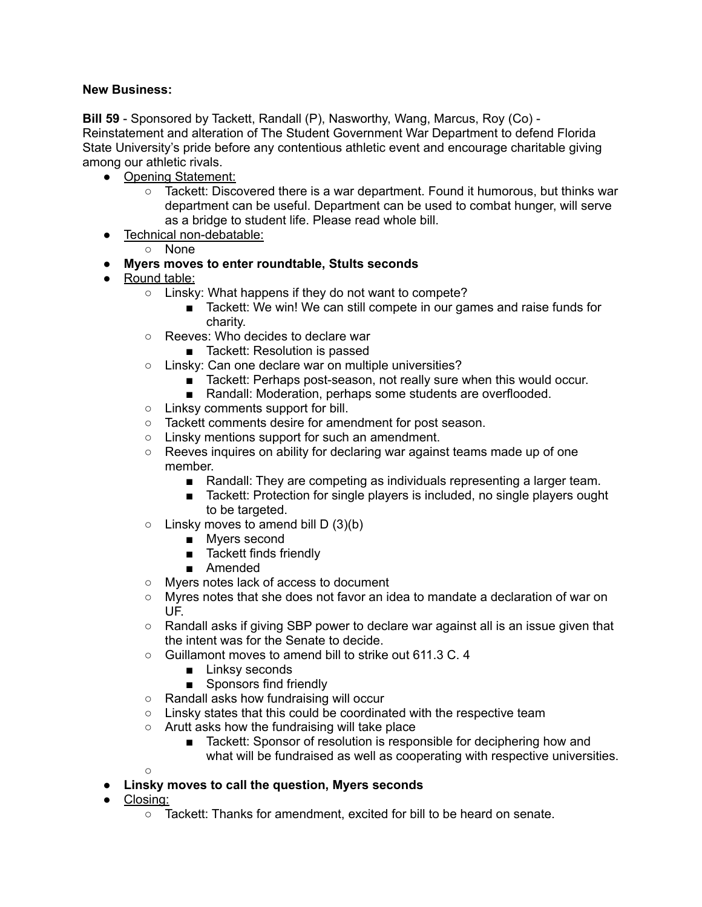**New Business:**

**Bill 59** - Sponsored by Tackett, Randall (P), Nasworthy, Wang, Marcus, Roy (Co) - Reinstatement and alteration of The Student Government War Department to defend Florida State University's pride before any contentious athletic event and encourage charitable giving among our athletic rivals.

- Opening Statement:
    - Tackett: Discovered there is a war department. Found it humorous, but thinks war department can be useful. Department can be used to combat hunger, will serve as a bridge to student life. Please read whole bill.
- Technical non-debatable:
    - None
- **Myers moves to enter roundtable, Stults seconds**
- Round table:
    - Linsky: What happens if they do not want to compete?
        - Tackett: We win! We can still compete in our games and raise funds for charity.
    - Reeves: Who decides to declare war
        - Tackett: Resolution is passed
    - Linsky: Can one declare war on multiple universities?
        - Tackett: Perhaps post-season, not really sure when this would occur.
        - Randall: Moderation, perhaps some students are overflooded.
    - Linksy comments support for bill.
    - Tackett comments desire for amendment for post season.
    - Linsky mentions support for such an amendment.
    - Reeves inquires on ability for declaring war against teams made up of one member.
        - Randall: They are competing as individuals representing a larger team.
        - Tackett: Protection for single players is included, no single players ought to be targeted.
    - Linsky moves to amend bill D (3)(b)
        - Myers second
        - Tackett finds friendly
        - Amended
    - Myers notes lack of access to document
    - Myres notes that she does not favor an idea to mandate a declaration of war on UF.
    - Randall asks if giving SBP power to declare war against all is an issue given that the intent was for the Senate to decide.
    - Guillamont moves to amend bill to strike out 611.3 C. 4
        - Linksy seconds
        - Sponsors find friendly
    - Randall asks how fundraising will occur
    - Linsky states that this could be coordinated with the respective team
    - Arutt asks how the fundraising will take place
        - Tackett: Sponsor of resolution is responsible for deciphering how and what will be fundraised as well as cooperating with respective universities.
    - 
- **Linsky moves to call the question, Myers seconds**
- Closing:
    - Tackett: Thanks for amendment, excited for bill to be heard on senate.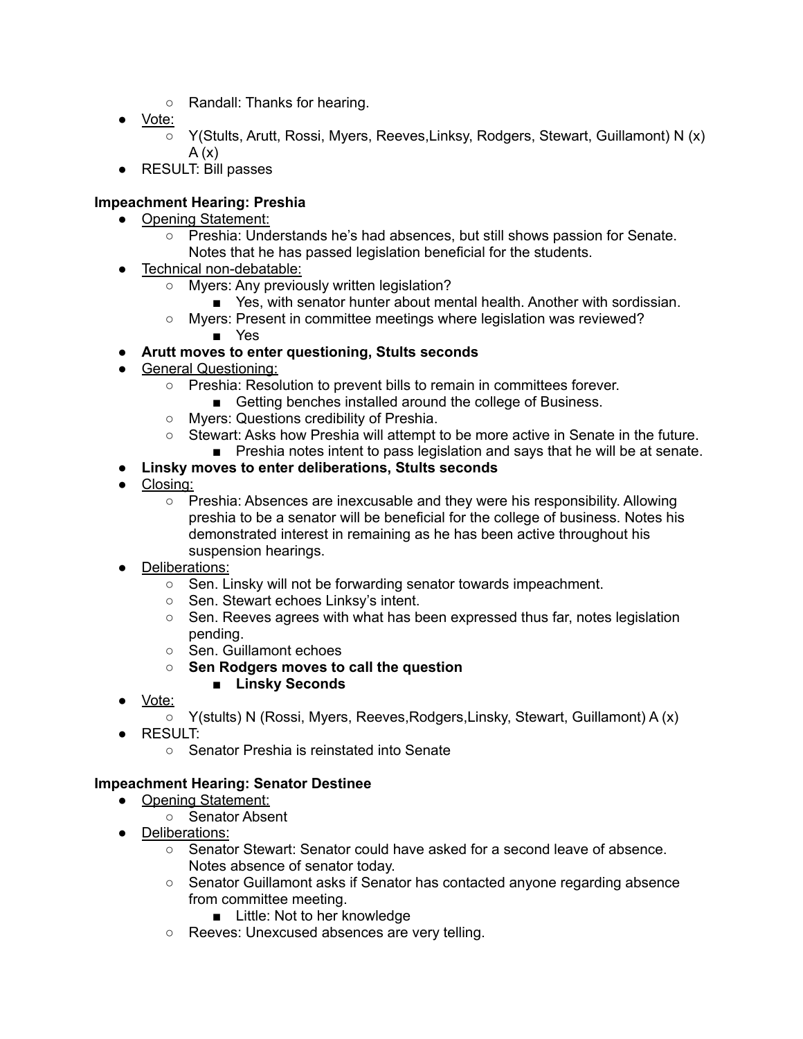- Randall: Thanks for hearing.
- Vote:
  - Y(Stults, Arutt, Rossi, Myers, Reeves,Linksy, Rodgers, Stewart, Guillamont) N (x) A (x)
- RESULT: Bill passes

**Impeachment Hearing: Preshia**

- Opening Statement:
  - Preshia: Understands he's had absences, but still shows passion for Senate. Notes that he has passed legislation beneficial for the students.
- Technical non-debatable:
  - Myers: Any previously written legislation?
    - Yes, with senator hunter about mental health. Another with sordissian.
  - Myers: Present in committee meetings where legislation was reviewed?
    - Yes
- **Arutt moves to enter questioning, Stults seconds**
- General Questioning:
  - Preshia: Resolution to prevent bills to remain in committees forever.
    - Getting benches installed around the college of Business.
  - Myers: Questions credibility of Preshia.
  - Stewart: Asks how Preshia will attempt to be more active in Senate in the future.
    - Preshia notes intent to pass legislation and says that he will be at senate.
- **Linsky moves to enter deliberations, Stults seconds**
- Closing:
  - Preshia: Absences are inexcusable and they were his responsibility. Allowing preshia to be a senator will be beneficial for the college of business. Notes his demonstrated interest in remaining as he has been active throughout his suspension hearings.
- Deliberations:
  - Sen. Linsky will not be forwarding senator towards impeachment.
  - Sen. Stewart echoes Linksy's intent.
  - Sen. Reeves agrees with what has been expressed thus far, notes legislation pending.
  - Sen. Guillamont echoes
  - **Sen Rodgers moves to call the question**
    - **Linsky Seconds**
- Vote:
  - Y(stults) N (Rossi, Myers, Reeves,Rodgers,Linsky, Stewart, Guillamont) A (x)
- RESULT:
  - Senator Preshia is reinstated into Senate

**Impeachment Hearing: Senator Destinee**

- Opening Statement:
  - Senator Absent
- Deliberations:
  - Senator Stewart: Senator could have asked for a second leave of absence. Notes absence of senator today.
  - Senator Guillamont asks if Senator has contacted anyone regarding absence from committee meeting.
    - Little: Not to her knowledge
  - Reeves: Unexcused absences are very telling.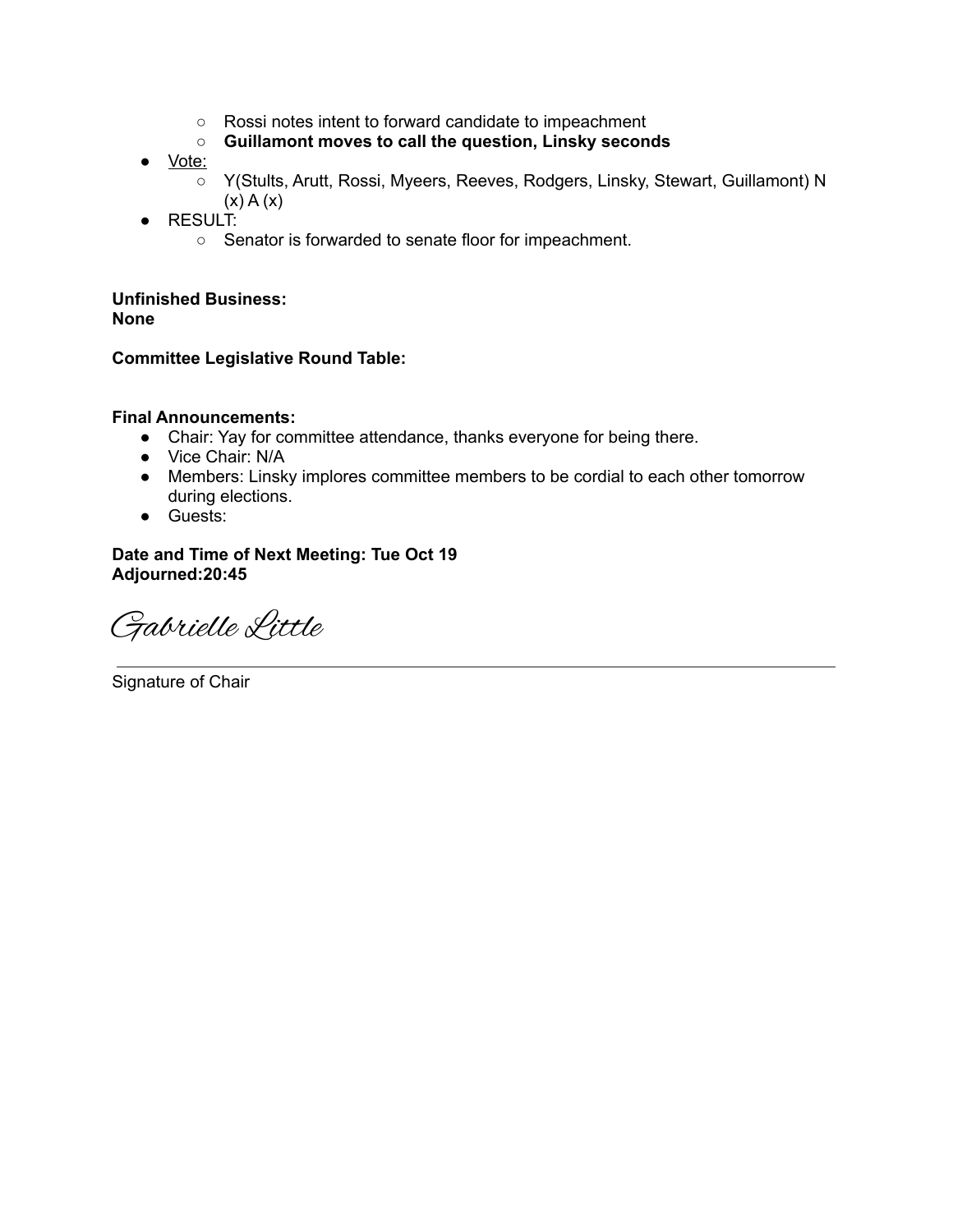- Rossi notes intent to forward candidate to impeachment
  - **Guillamont moves to call the question, Linsky seconds**
- Vote:
  - Y(Stults, Arutt, Rossi, Myeers, Reeves, Rodgers, Linsky, Stewart, Guillamont) N (x) A (x)
- RESULT:
  - Senator is forwarded to senate floor for impeachment.

**Unfinished Business:**
**None**

**Committee Legislative Round Table:**

**Final Announcements:**

- Chair: Yay for committee attendance, thanks everyone for being there.
- Vice Chair: N/A
- Members: Linsky implores committee members to be cordial to each other tomorrow during elections.
- Guests:

**Date and Time of Next Meeting: Tue Oct 19**
**Adjourned:20:45**

Gabrielle Little

---

Signature of Chair